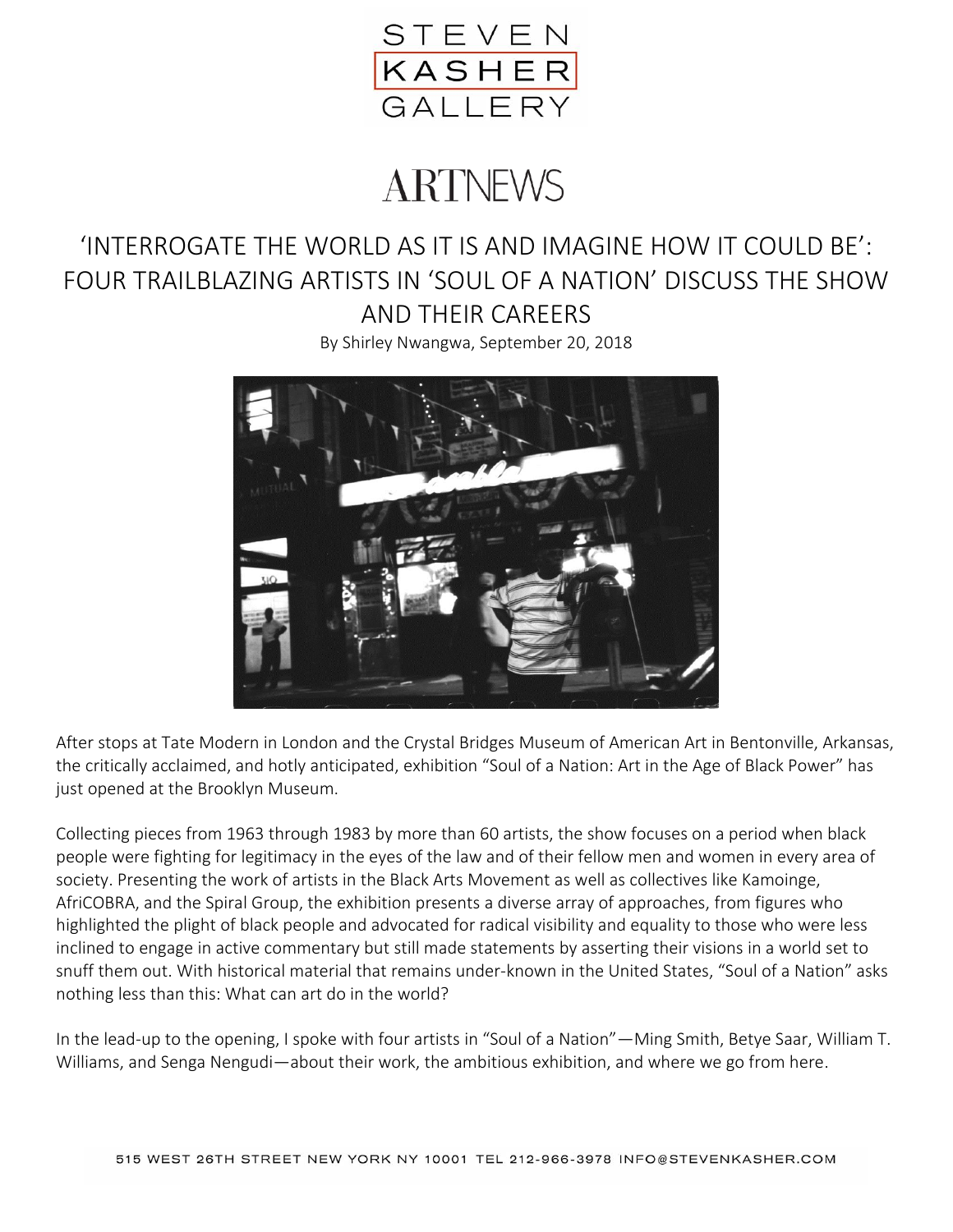STEVEN KASHER GALLERY

ARTNEWS

# 'INTERROGATE THE WORLD AS IT IS AND IMAGINE HOW IT COULD BE': FOUR TRAILBLAZING ARTISTS IN 'SOUL OF A NATION' DISCUSS THE SHOW AND THEIR CAREERS

By Shirley Nwangwa, September 20, 2018

After stops at Tate Modern in London and the Crystal Bridges Museum of American Art in Bentonville, Arkansas, the critically acclaimed, and hotly anticipated, exhibition "Soul of a Nation: Art in the Age of Black Power" has just opened at the Brooklyn Museum.

Collecting pieces from 1963 through 1983 by more than 60 artists, the show focuses on a period when black people were fighting for legitimacy in the eyes of the law and of their fellow men and women in every area of society. Presenting the work of artists in the Black Arts Movement as well as collectives like Kamoinge, AfriCOBRA, and the Spiral Group, the exhibition presents a diverse array of approaches, from figures who highlighted the plight of black people and advocated for radical visibility and equality to those who were less inclined to engage in active commentary but still made statements by asserting their visions in a world set to snuff them out. With historical material that remains under-known in the United States, "Soul of a Nation" asks nothing less than this: What can art do in the world?

In the lead-up to the opening, I spoke with four artists in "Soul of a Nation"—Ming Smith, Betye Saar, William T. Williams, and Senga Nengudi—about their work, the ambitious exhibition, and where we go from here.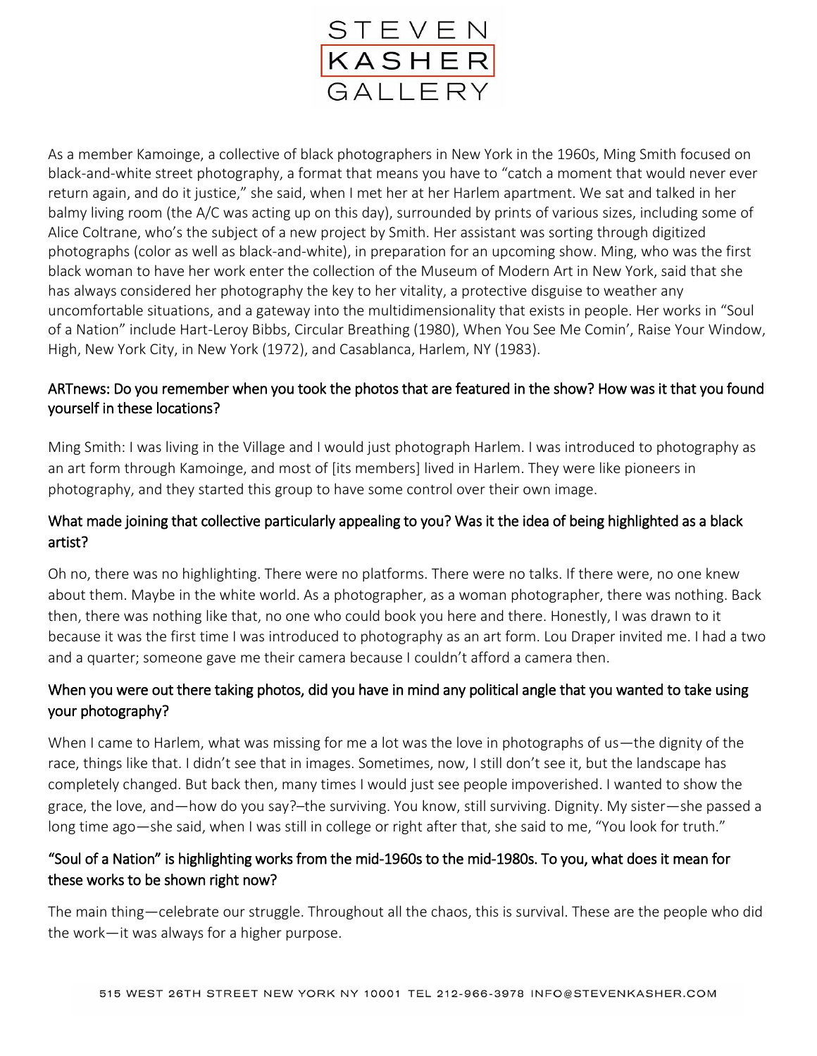As a member Kamoinge, a collective of black photographers in New York in the 1960s, Ming Smith focused on black-and-white street photography, a format that means you have to "catch a moment that would never ever return again, and do it justice," she said, when I met her at her Harlem apartment. We sat and talked in her balmy living room (the A/C was acting up on this day), surrounded by prints of various sizes, including some of Alice Coltrane, who's the subject of a new project by Smith. Her assistant was sorting through digitized photographs (color as well as black-and-white), in preparation for an upcoming show. Ming, who was the first black woman to have her work enter the collection of the Museum of Modern Art in New York, said that she has always considered her photography the key to her vitality, a protective disguise to weather any uncomfortable situations, and a gateway into the multidimensionality that exists in people. Her works in "Soul of a Nation" include Hart-Leroy Bibbs, Circular Breathing (1980), When You See Me Comin', Raise Your Window, High, New York City, in New York (1972), and Casablanca, Harlem, NY (1983).

### ARTnews: Do you remember when you took the photos that are featured in the show? How was it that you found yourself in these locations?

Ming Smith: I was living in the Village and I would just photograph Harlem. I was introduced to photography as an art form through Kamoinge, and most of [its members] lived in Harlem. They were like pioneers in photography, and they started this group to have some control over their own image.

### What made joining that collective particularly appealing to you? Was it the idea of being highlighted as a black artist?

Oh no, there was no highlighting. There were no platforms. There were no talks. If there were, no one knew about them. Maybe in the white world. As a photographer, as a woman photographer, there was nothing. Back then, there was nothing like that, no one who could book you here and there. Honestly, I was drawn to it because it was the first time I was introduced to photography as an art form. Lou Draper invited me. I had a two and a quarter; someone gave me their camera because I couldn't afford a camera then.

### When you were out there taking photos, did you have in mind any political angle that you wanted to take using your photography?

When I came to Harlem, what was missing for me a lot was the love in photographs of us—the dignity of the race, things like that. I didn't see that in images. Sometimes, now, I still don't see it, but the landscape has completely changed. But back then, many times I would just see people impoverished. I wanted to show the grace, the love, and—how do you say?–the surviving. You know, still surviving. Dignity. My sister—she passed a long time ago—she said, when I was still in college or right after that, she said to me, "You look for truth."

### "Soul of a Nation" is highlighting works from the mid-1960s to the mid-1980s. To you, what does it mean for these works to be shown right now?

The main thing—celebrate our struggle. Throughout all the chaos, this is survival. These are the people who did the work—it was always for a higher purpose.